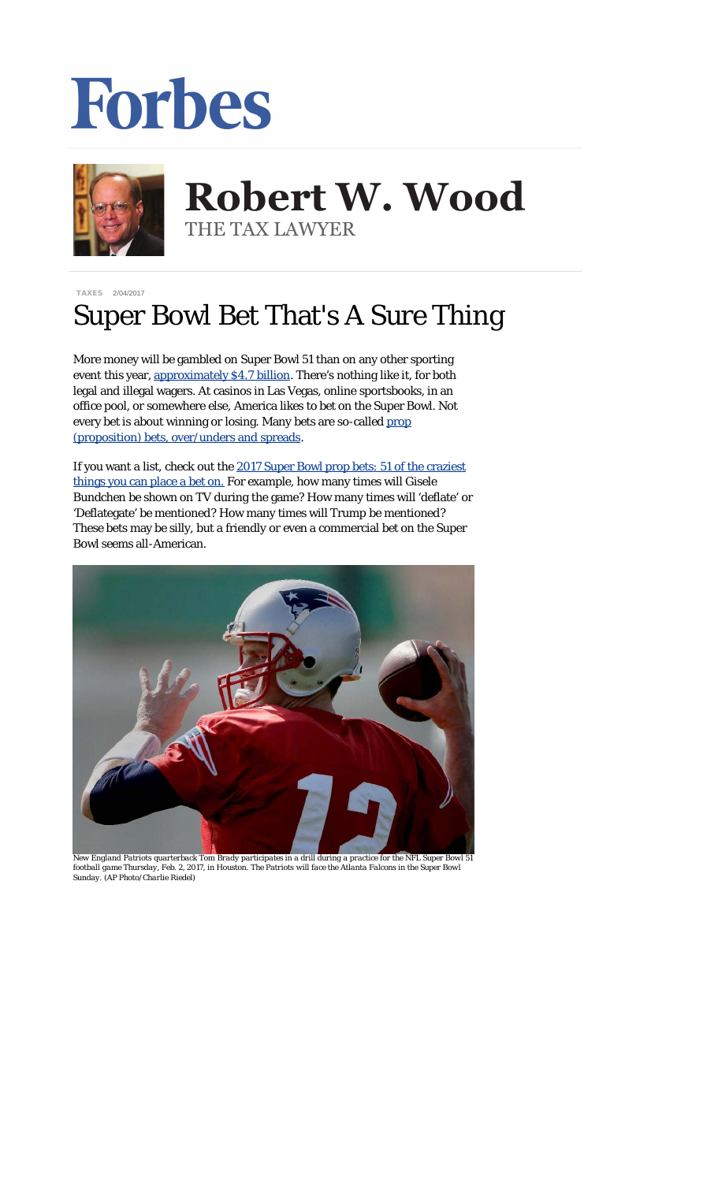Forbes

**Robert W. Wood**
THE TAX LAWYER

TAXES 2/04/2017

# Super Bowl Bet That's A Sure Thing

More money will be gambled on Super Bowl 51 than on any other sporting event this year, approximately $4.7 billion. There's nothing like it, for both legal and illegal wagers. At casinos in Las Vegas, online sportsbooks, in an office pool, or somewhere else, America likes to bet on the Super Bowl. Not every bet is about winning or losing. Many bets are so-called prop (proposition) bets, over/unders and spreads.

If you want a list, check out the 2017 Super Bowl prop bets: 51 of the craziest things you can place a bet on. For example, how many times will Gisele Bundchen be shown on TV during the game? How many times will 'deflate' or 'Deflategate' be mentioned? How many times will Trump be mentioned? These bets may be silly, but a friendly or even a commercial bet on the Super Bowl seems all-American.

*New England Patriots quarterback Tom Brady participates in a drill during a practice for the NFL Super Bowl 51 football game Thursday, Feb. 2, 2017, in Houston. The Patriots will face the Atlanta Falcons in the Super Bowl Sunday. (AP Photo/Charlie Riedel)*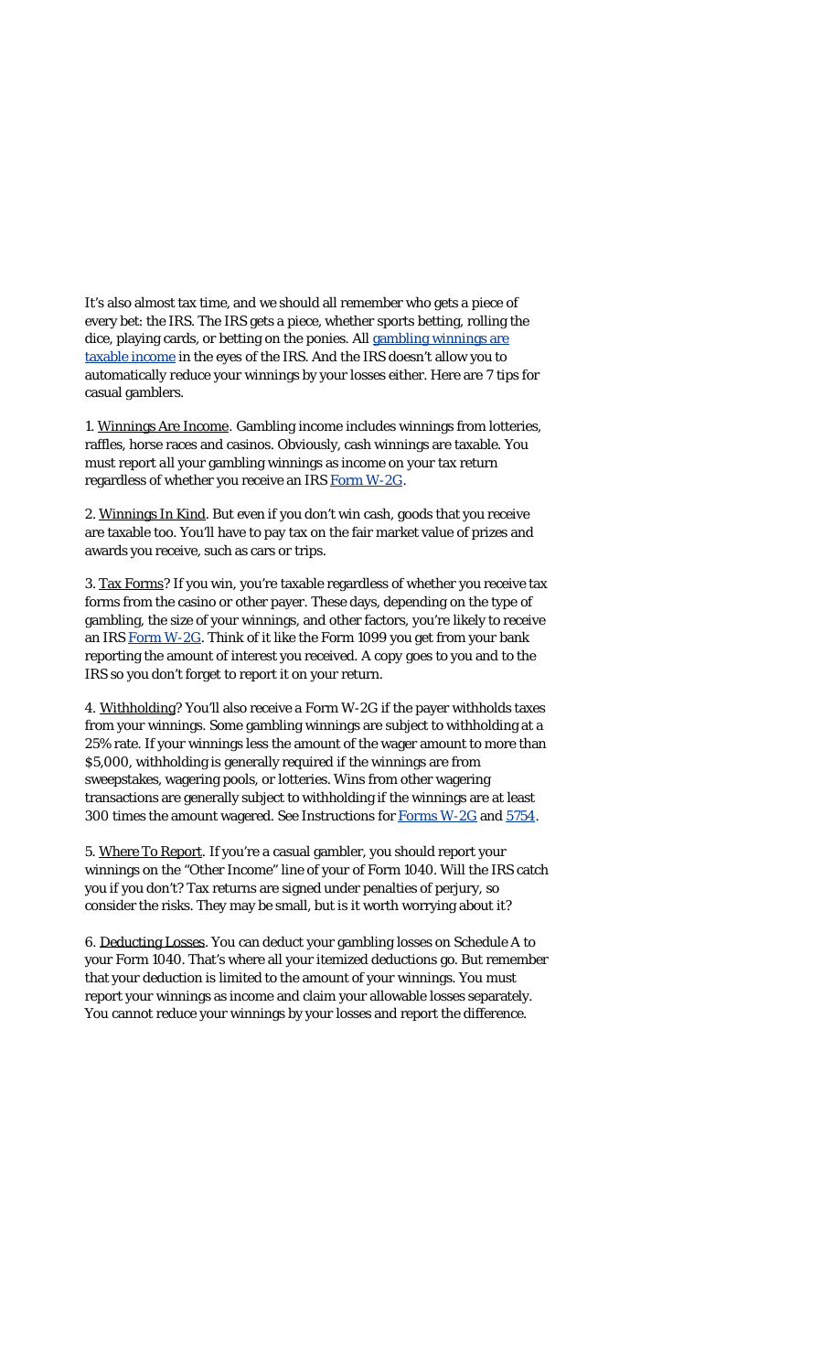It's also almost tax time, and we should all remember who gets a piece of every bet: the IRS. The IRS gets a piece, whether sports betting, rolling the dice, playing cards, or betting on the ponies. All [gambling winnings are taxable income]() in the eyes of the IRS. And the IRS doesn't allow you to automatically reduce your winnings by your losses either. Here are 7 tips for casual gamblers.

1. Winnings Are Income. Gambling income includes winnings from lotteries, raffles, horse races and casinos. Obviously, cash winnings are taxable. You must report all your gambling winnings as income on your tax return regardless of whether you receive an IRS [Form W-2G]().

2. Winnings In Kind. But even if you don't win cash, goods that you receive are taxable too. You'll have to pay tax on the fair market value of prizes and awards you receive, such as cars or trips.

3. Tax Forms? If you win, you're taxable regardless of whether you receive tax forms from the casino or other payer. These days, depending on the type of gambling, the size of your winnings, and other factors, you're likely to receive an IRS [Form W-2G](). Think of it like the Form 1099 you get from your bank reporting the amount of interest you received. A copy goes to you and to the IRS so you don't forget to report it on your return.

4. Withholding? You'll also receive a Form W-2G if the payer withholds taxes from your winnings. Some gambling winnings are subject to withholding at a 25% rate. If your winnings less the amount of the wager amount to more than $5,000, withholding is generally required if the winnings are from sweepstakes, wagering pools, or lotteries. Wins from other wagering transactions are generally subject to withholding if the winnings are at least 300 times the amount wagered. See Instructions for [Forms W-2G]() and [5754]().

5. Where To Report. If you're a casual gambler, you should report your winnings on the "Other Income" line of your of Form 1040. Will the IRS catch you if you don't? Tax returns are signed under penalties of perjury, so consider the risks. They may be small, but is it worth worrying about it?

6. Deducting Losses. You can deduct your gambling losses on Schedule A to your Form 1040. That's where all your itemized deductions go. But remember that your deduction is limited to the amount of your winnings. You must report your winnings as income and claim your allowable losses separately. You cannot reduce your winnings by your losses and report the difference.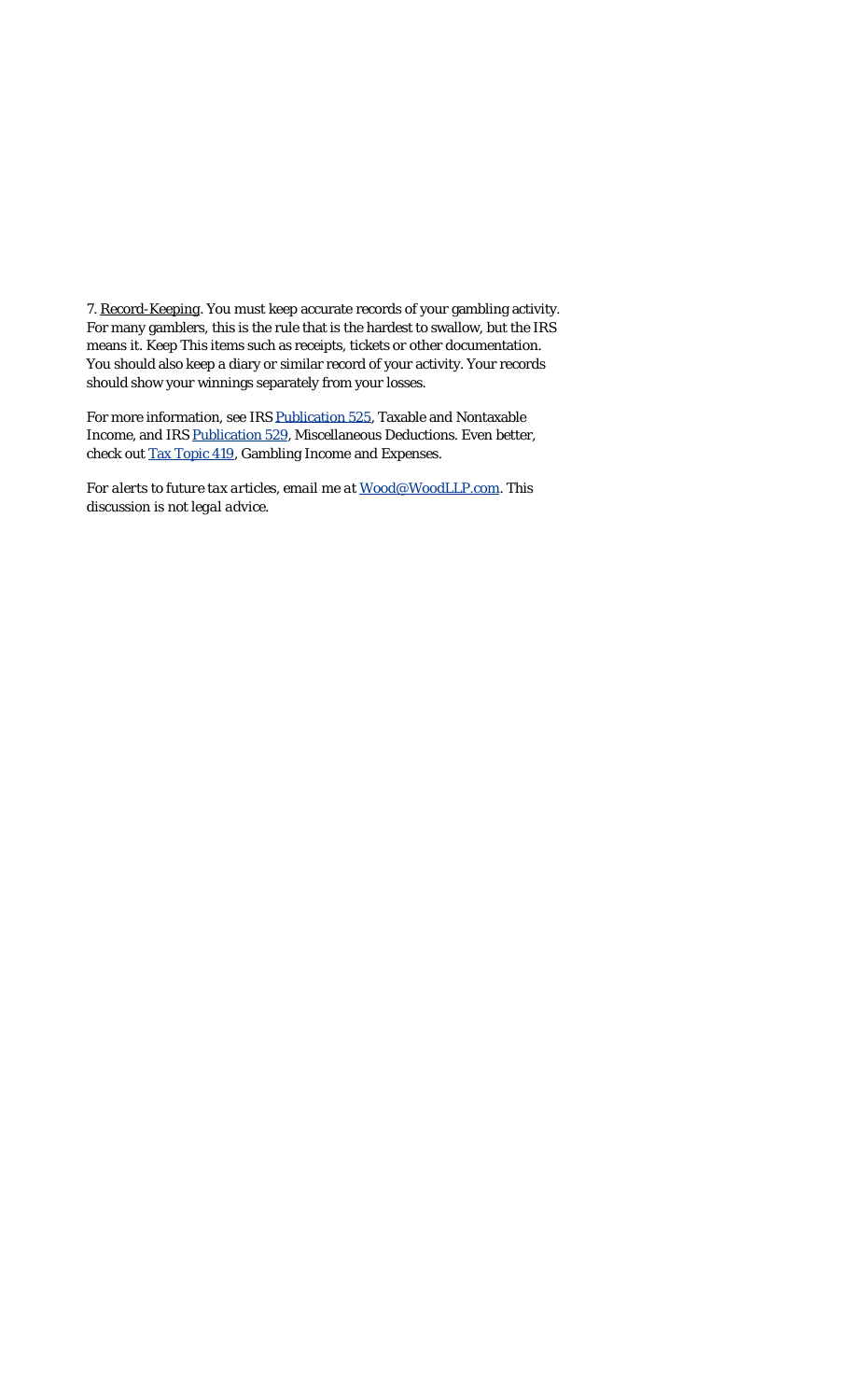7. Record-Keeping. You must keep accurate records of your gambling activity. For many gamblers, this is the rule that is the hardest to swallow, but the IRS means it. Keep This items such as receipts, tickets or other documentation. You should also keep a diary or similar record of your activity. Your records should show your winnings separately from your losses.

For more information, see IRS Publication 525, Taxable and Nontaxable Income, and IRS Publication 529, Miscellaneous Deductions. Even better, check out Tax Topic 419, Gambling Income and Expenses.

*For alerts to future tax articles, email me at* Wood@WoodLLP.com*. This discussion is not legal advice.*